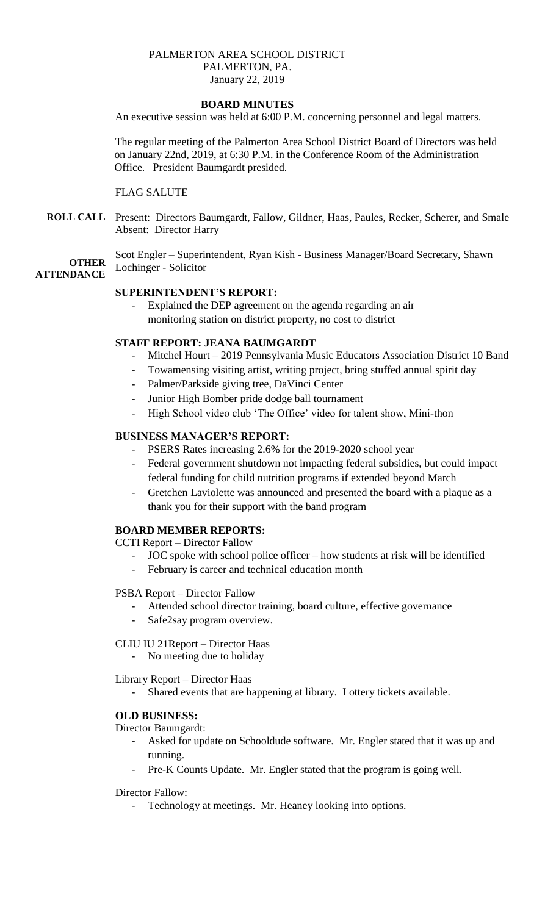PALMERTON AREA SCHOOL DISTRICT
PALMERTON, PA.
January 22, 2019

## BOARD MINUTES

An executive session was held at 6:00 P.M. concerning personnel and legal matters.

The regular meeting of the Palmerton Area School District Board of Directors was held on January 22nd, 2019, at 6:30 P.M. in the Conference Room of the Administration Office. President Baumgardt presided.

FLAG SALUTE

**ROLL CALL** Present: Directors Baumgardt, Fallow, Gildner, Haas, Paules, Recker, Scherer, and Smale
Absent: Director Harry

**OTHER ATTENDANCE** Scot Engler – Superintendent, Ryan Kish - Business Manager/Board Secretary, Shawn Lochinger - Solicitor

**SUPERINTENDENT'S REPORT:**

- Explained the DEP agreement on the agenda regarding an air monitoring station on district property, no cost to district

**STAFF REPORT: JEANA BAUMGARDT**

- Mitchel Hourt – 2019 Pennsylvania Music Educators Association District 10 Band
- Towamensing visiting artist, writing project, bring stuffed annual spirit day
- Palmer/Parkside giving tree, DaVinci Center
- Junior High Bomber pride dodge ball tournament
- High School video club 'The Office' video for talent show, Mini-thon

**BUSINESS MANAGER'S REPORT:**

- PSERS Rates increasing 2.6% for the 2019-2020 school year
- Federal government shutdown not impacting federal subsidies, but could impact federal funding for child nutrition programs if extended beyond March
- Gretchen Laviolette was announced and presented the board with a plaque as a thank you for their support with the band program

**BOARD MEMBER REPORTS:**

CCTI Report – Director Fallow

- JOC spoke with school police officer – how students at risk will be identified
- February is career and technical education month

PSBA Report – Director Fallow

- Attended school director training, board culture, effective governance
- Safe2say program overview.

CLIU IU 21Report – Director Haas

- No meeting due to holiday

Library Report – Director Haas

- Shared events that are happening at library. Lottery tickets available.

**OLD BUSINESS:**

Director Baumgardt:

- Asked for update on Schooldude software. Mr. Engler stated that it was up and running.
- Pre-K Counts Update. Mr. Engler stated that the program is going well.

Director Fallow:

- Technology at meetings. Mr. Heaney looking into options.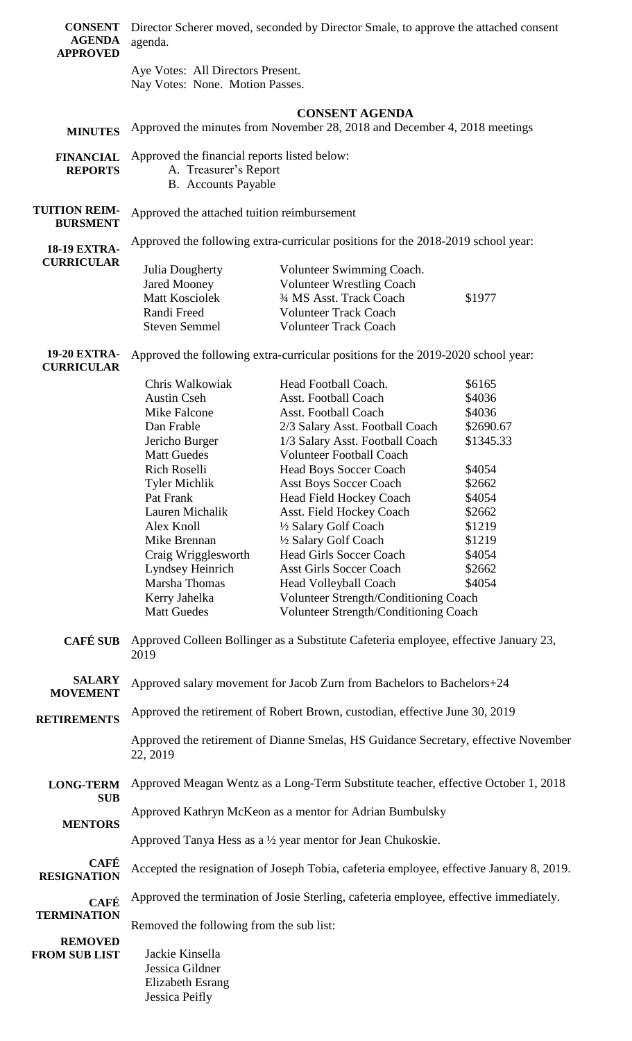**CONSENT AGENDA APPROVED** Director Scherer moved, seconded by Director Smale, to approve the attached consent agenda.

Aye Votes: All Directors Present.
Nay Votes: None. Motion Passes.

## CONSENT AGENDA

**MINUTES** Approved the minutes from November 28, 2018 and December 4, 2018 meetings

**FINANCIAL REPORTS** Approved the financial reports listed below:

- A. Treasurer's Report
- B. Accounts Payable

**TUITION REIM-BURSMENT** Approved the attached tuition reimbursement

**18-19 EXTRA-CURRICULAR** Approved the following extra-curricular positions for the 2018-2019 school year:

| | | |
|---|---|---|
| Julia Dougherty | Volunteer Swimming Coach. | |
| Jared Mooney | Volunteer Wrestling Coach | |
| Matt Kosciolek | ¾ MS Asst. Track Coach | $1977 |
| Randi Freed | Volunteer Track Coach | |
| Steven Semmel | Volunteer Track Coach | |

**19-20 EXTRA-CURRICULAR** Approved the following extra-curricular positions for the 2019-2020 school year:

| | | |
|---|---|---|
| Chris Walkowiak | Head Football Coach. | $6165 |
| Austin Cseh | Asst. Football Coach | $4036 |
| Mike Falcone | Asst. Football Coach | $4036 |
| Dan Frable | 2/3 Salary Asst. Football Coach | $2690.67 |
| Jericho Burger | 1/3 Salary Asst. Football Coach | $1345.33 |
| Matt Guedes | Volunteer Football Coach | |
| Rich Roselli | Head Boys Soccer Coach | $4054 |
| Tyler Michlik | Asst Boys Soccer Coach | $2662 |
| Pat Frank | Head Field Hockey Coach | $4054 |
| Lauren Michalik | Asst. Field Hockey Coach | $2662 |
| Alex Knoll | ½ Salary Golf Coach | $1219 |
| Mike Brennan | ½ Salary Golf Coach | $1219 |
| Craig Wrigglesworth | Head Girls Soccer Coach | $4054 |
| Lyndsey Heinrich | Asst Girls Soccer Coach | $2662 |
| Marsha Thomas | Head Volleyball Coach | $4054 |
| Kerry Jahelka | Volunteer Strength/Conditioning Coach | |
| Matt Guedes | Volunteer Strength/Conditioning Coach | |

**CAFÉ SUB** Approved Colleen Bollinger as a Substitute Cafeteria employee, effective January 23, 2019

**SALARY MOVEMENT** Approved salary movement for Jacob Zurn from Bachelors to Bachelors+24

**RETIREMENTS** Approved the retirement of Robert Brown, custodian, effective June 30, 2019

Approved the retirement of Dianne Smelas, HS Guidance Secretary, effective November 22, 2019

**LONG-TERM SUB** Approved Meagan Wentz as a Long-Term Substitute teacher, effective October 1, 2018

**MENTORS** Approved Kathryn McKeon as a mentor for Adrian Bumbulsky

Approved Tanya Hess as a ½ year mentor for Jean Chukoskie.

**CAFÉ RESIGNATION** Accepted the resignation of Joseph Tobia, cafeteria employee, effective January 8, 2019.

**CAFÉ TERMINATION** Approved the termination of Josie Sterling, cafeteria employee, effective immediately.

**REMOVED FROM SUB LIST** Removed the following from the sub list:

Jackie Kinsella
Jessica Gildner
Elizabeth Esrang
Jessica Peifly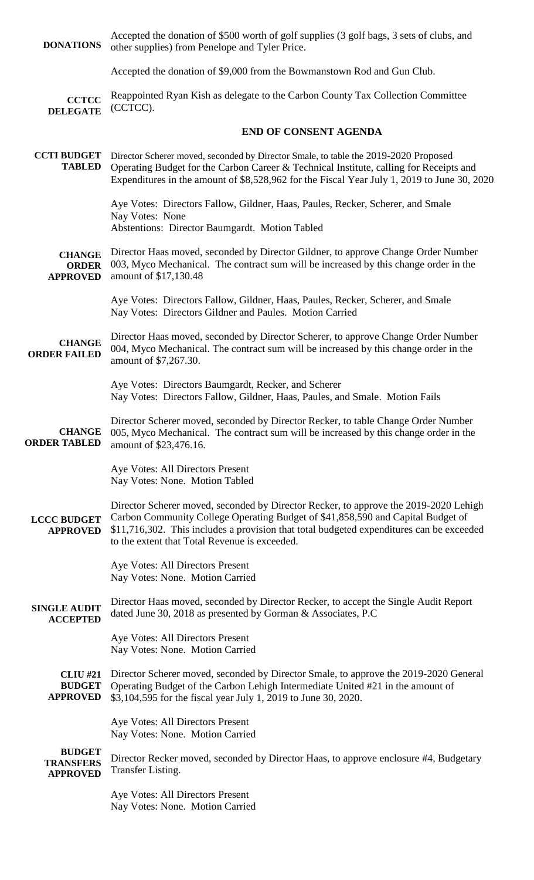**DONATIONS** Accepted the donation of $500 worth of golf supplies (3 golf bags, 3 sets of clubs, and other supplies) from Penelope and Tyler Price.

Accepted the donation of $9,000 from the Bowmanstown Rod and Gun Club.

**CCTCC DELEGATE** Reappointed Ryan Kish as delegate to the Carbon County Tax Collection Committee (CCTCC).

**END OF CONSENT AGENDA**

**CCTI BUDGET TABLED** Director Scherer moved, seconded by Director Smale, to table the 2019-2020 Proposed Operating Budget for the Carbon Career & Technical Institute, calling for Receipts and Expenditures in the amount of $8,528,962 for the Fiscal Year July 1, 2019 to June 30, 2020.

Aye Votes: Directors Fallow, Gildner, Haas, Paules, Recker, Scherer, and Smale
Nay Votes: None
Abstentions: Director Baumgardt. Motion Tabled

**CHANGE ORDER APPROVED** Director Haas moved, seconded by Director Gildner, to approve Change Order Number 003, Myco Mechanical. The contract sum will be increased by this change order in the amount of $17,130.48

Aye Votes: Directors Fallow, Gildner, Haas, Paules, Recker, Scherer, and Smale
Nay Votes: Directors Gildner and Paules. Motion Carried

**CHANGE ORDER FAILED** Director Haas moved, seconded by Director Scherer, to approve Change Order Number 004, Myco Mechanical. The contract sum will be increased by this change order in the amount of $7,267.30.

Aye Votes: Directors Baumgardt, Recker, and Scherer
Nay Votes: Directors Fallow, Gildner, Haas, Paules, and Smale. Motion Fails

**CHANGE ORDER TABLED** Director Scherer moved, seconded by Director Recker, to table Change Order Number 005, Myco Mechanical. The contract sum will be increased by this change order in the amount of $23,476.16.

Aye Votes: All Directors Present
Nay Votes: None. Motion Tabled

**LCCC BUDGET APPROVED** Director Scherer moved, seconded by Director Recker, to approve the 2019-2020 Lehigh Carbon Community College Operating Budget of $41,858,590 and Capital Budget of $11,716,302. This includes a provision that total budgeted expenditures can be exceeded to the extent that Total Revenue is exceeded.

Aye Votes: All Directors Present
Nay Votes: None. Motion Carried

**SINGLE AUDIT ACCEPTED** Director Haas moved, seconded by Director Recker, to accept the Single Audit Report dated June 30, 2018 as presented by Gorman & Associates, P.C

Aye Votes: All Directors Present
Nay Votes: None. Motion Carried

**CLIU #21 BUDGET APPROVED** Director Scherer moved, seconded by Director Smale, to approve the 2019-2020 General Operating Budget of the Carbon Lehigh Intermediate United #21 in the amount of $3,104,595 for the fiscal year July 1, 2019 to June 30, 2020.

Aye Votes: All Directors Present
Nay Votes: None. Motion Carried

**BUDGET TRANSFERS APPROVED** Director Recker moved, seconded by Director Haas, to approve enclosure #4, Budgetary Transfer Listing.

Aye Votes: All Directors Present
Nay Votes: None. Motion Carried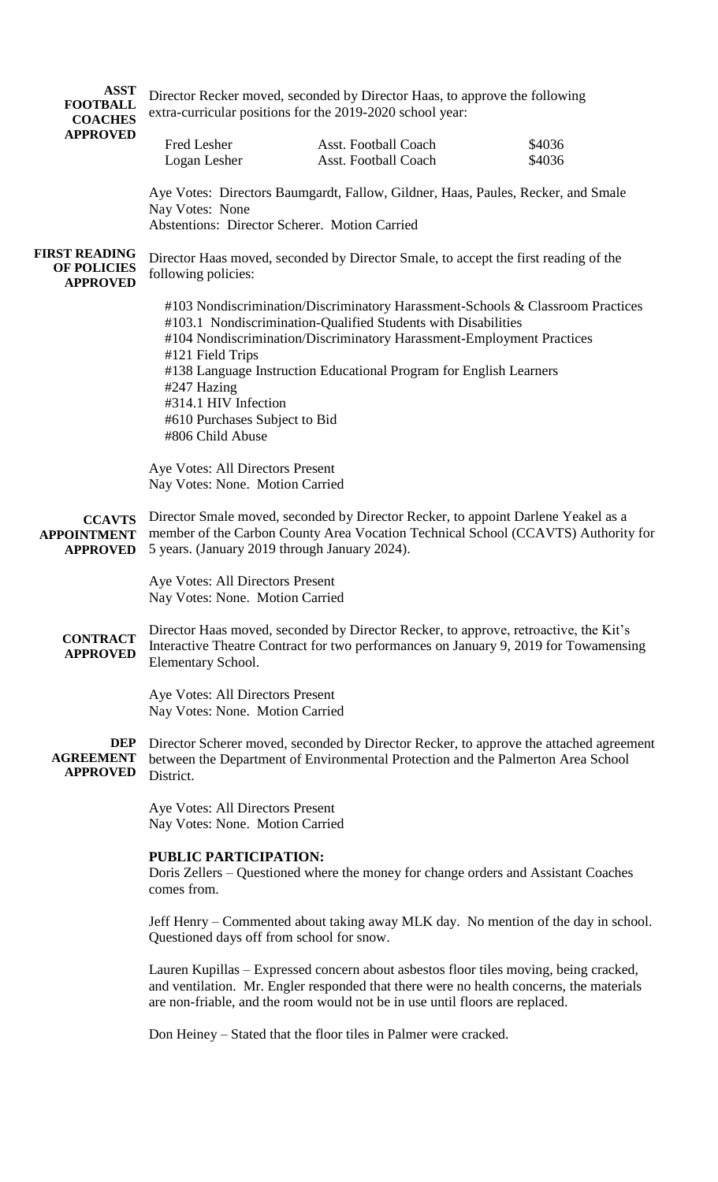**ASST FOOTBALL COACHES APPROVED**

Director Recker moved, seconded by Director Haas, to approve the following extra-curricular positions for the 2019-2020 school year:

| | | |
|---|---|---|
| Fred Lesher | Asst. Football Coach | \$4036 |
| Logan Lesher | Asst. Football Coach | \$4036 |

Aye Votes: Directors Baumgardt, Fallow, Gildner, Haas, Paules, Recker, and Smale
Nay Votes: None
Abstentions: Director Scherer. Motion Carried

**FIRST READING OF POLICIES APPROVED**

Director Haas moved, seconded by Director Smale, to accept the first reading of the following policies:

#103 Nondiscrimination/Discriminatory Harassment-Schools & Classroom Practices
#103.1 Nondiscrimination-Qualified Students with Disabilities
#104 Nondiscrimination/Discriminatory Harassment-Employment Practices
#121 Field Trips
#138 Language Instruction Educational Program for English Learners
#247 Hazing
#314.1 HIV Infection
#610 Purchases Subject to Bid
#806 Child Abuse

Aye Votes: All Directors Present
Nay Votes: None. Motion Carried

**CCAVTS APPOINTMENT APPROVED**

Director Smale moved, seconded by Director Recker, to appoint Darlene Yeakel as a member of the Carbon County Area Vocation Technical School (CCAVTS) Authority for 5 years. (January 2019 through January 2024).

Aye Votes: All Directors Present
Nay Votes: None. Motion Carried

**CONTRACT APPROVED**

Director Haas moved, seconded by Director Recker, to approve, retroactive, the Kit's Interactive Theatre Contract for two performances on January 9, 2019 for Towamensing Elementary School.

Aye Votes: All Directors Present
Nay Votes: None. Motion Carried

**DEP AGREEMENT APPROVED**

Director Scherer moved, seconded by Director Recker, to approve the attached agreement between the Department of Environmental Protection and the Palmerton Area School District.

Aye Votes: All Directors Present
Nay Votes: None. Motion Carried

**PUBLIC PARTICIPATION:**

Doris Zellers – Questioned where the money for change orders and Assistant Coaches comes from.

Jeff Henry – Commented about taking away MLK day. No mention of the day in school. Questioned days off from school for snow.

Lauren Kupillas – Expressed concern about asbestos floor tiles moving, being cracked, and ventilation. Mr. Engler responded that there were no health concerns, the materials are non-friable, and the room would not be in use until floors are replaced.

Don Heiney – Stated that the floor tiles in Palmer were cracked.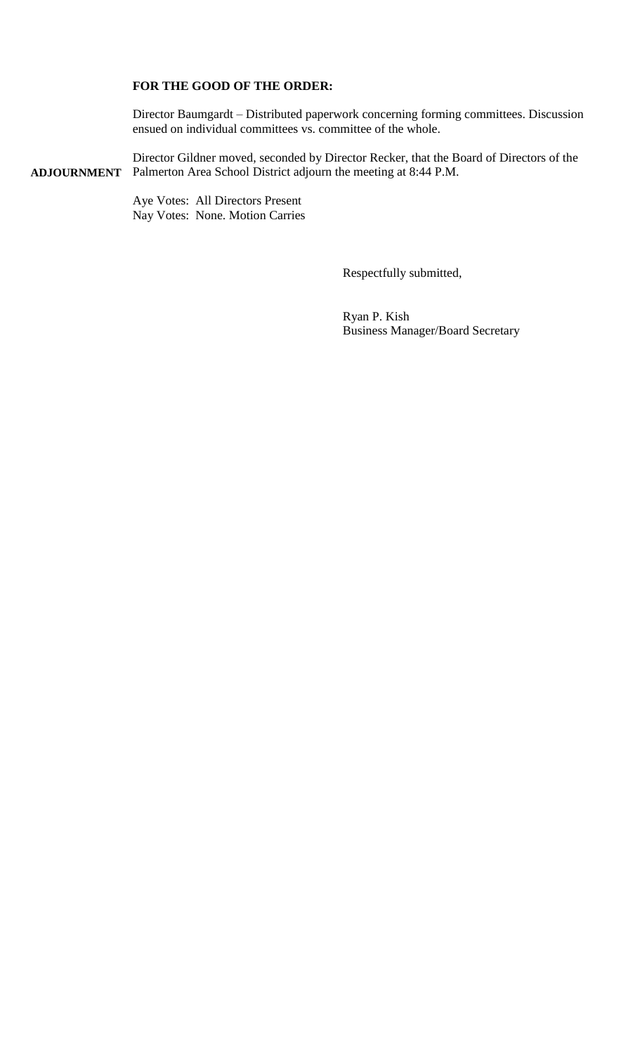**FOR THE GOOD OF THE ORDER:**

Director Baumgardt – Distributed paperwork concerning forming committees. Discussion ensued on individual committees vs. committee of the whole.

**ADJOURNMENT**

Director Gildner moved, seconded by Director Recker, that the Board of Directors of the Palmerton Area School District adjourn the meeting at 8:44 P.M.

Aye Votes: All Directors Present
Nay Votes: None. Motion Carries

Respectfully submitted,

Ryan P. Kish
Business Manager/Board Secretary